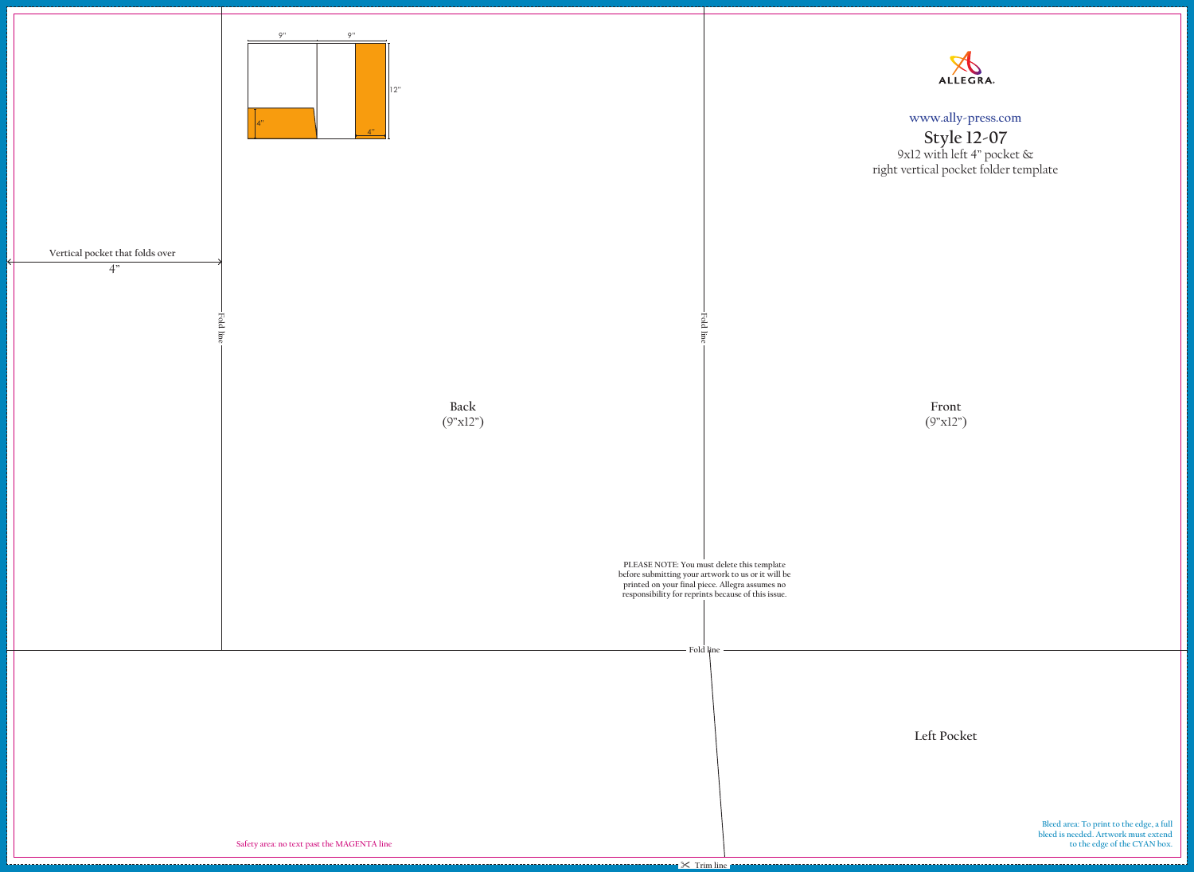ALLEGRA

www.ally-press.com

# Style 12-07

9x12 with left 4" pocket &
right vertical pocket folder template

9" 9"

12"

4"

4"

Vertical pocket that folds over

4"

Fold line

Back
(9"x12")

Fold line

Front
(9"x12")

PLEASE NOTE: You must delete this template before submitting your artwork to us or it will be printed on your final piece. Allegra assumes no responsibility for reprints because of this issue.

Fold line

Left Pocket

Safety area: no text past the MAGENTA line

Bleed area: To print to the edge, a full bleed is needed. Artwork must extend to the edge of the CYAN box.

Trim line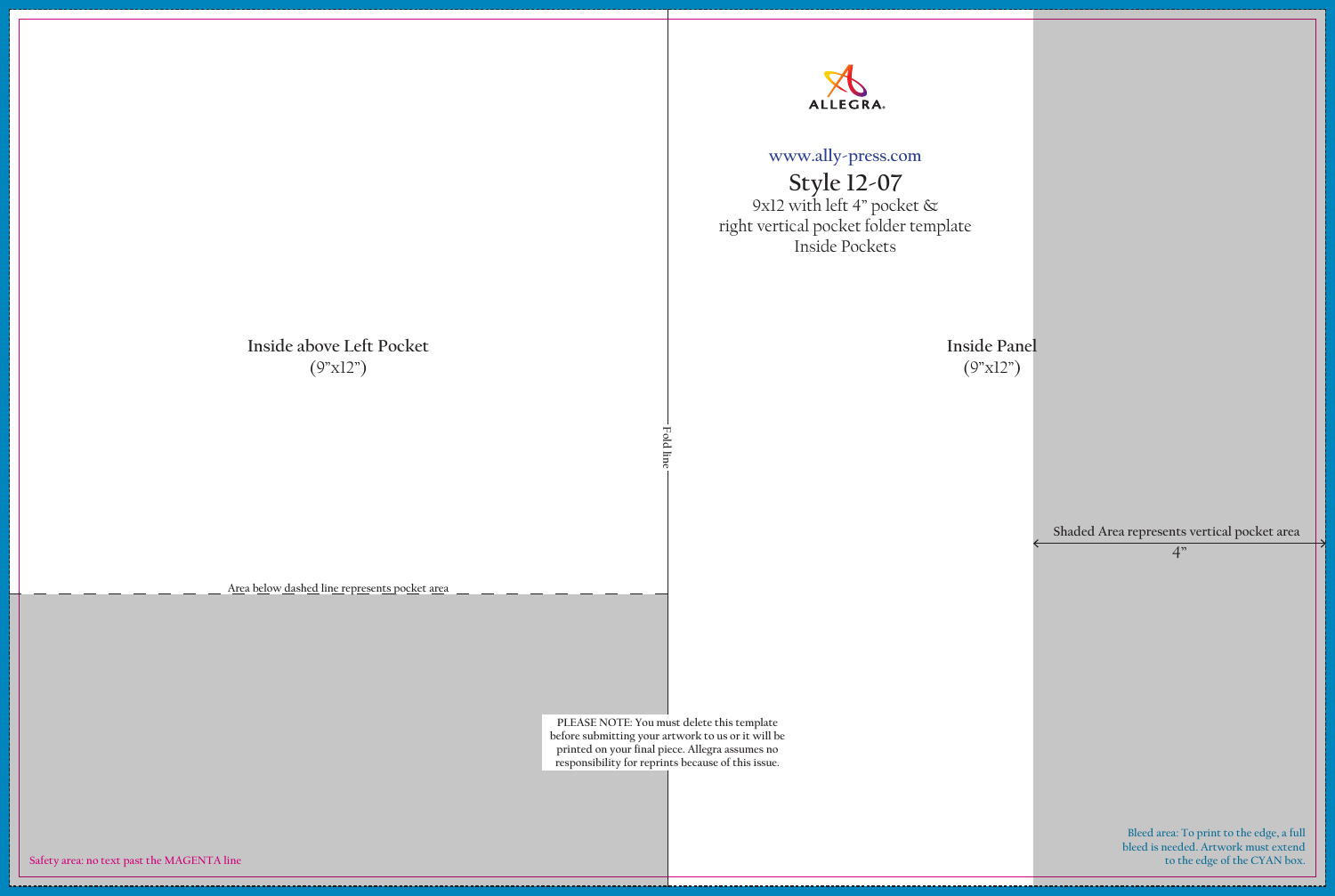ALLEGRA

www.ally-press.com

## Style 12-07

9x12 with left 4” pocket &
right vertical pocket folder template
Inside Pockets

Inside above Left Pocket
(9”x12”)

Fold line

Inside Panel
(9”x12”)

Area below dashed line represents pocket area

Shaded Area represents vertical pocket area
4”

PLEASE NOTE: You must delete this template before submitting your artwork to us or it will be printed on your final piece. Allegra assumes no responsibility for reprints because of this issue.

Safety area: no text past the MAGENTA line

Bleed area: To print to the edge, a full bleed is needed. Artwork must extend to the edge of the CYAN box.